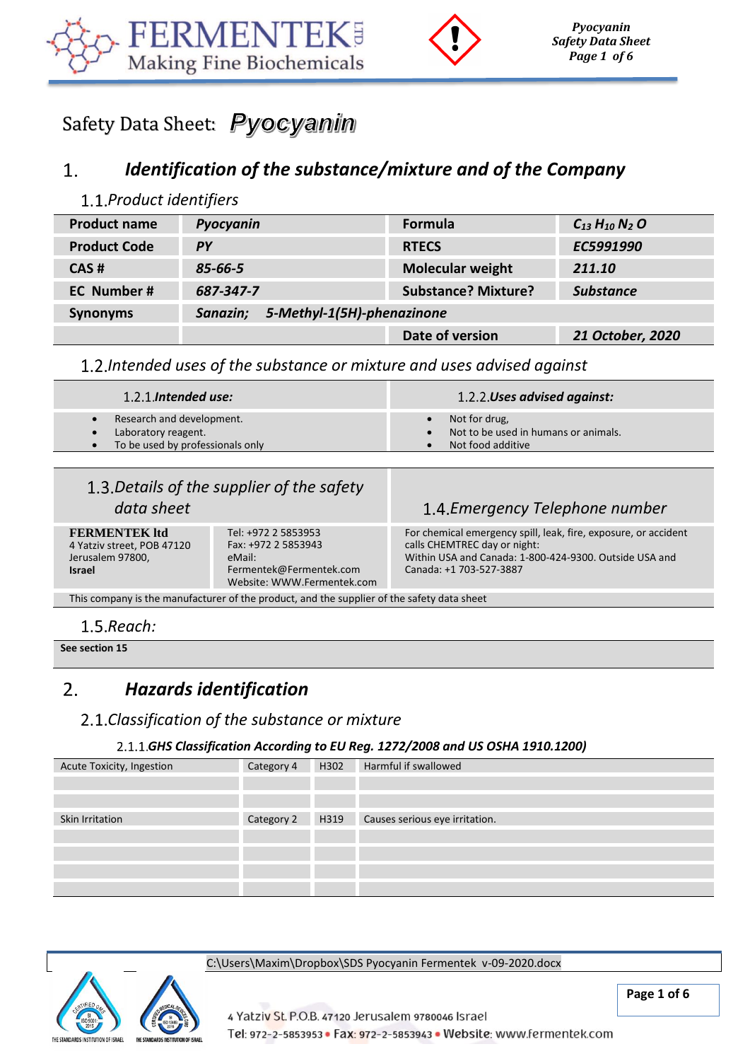# Safety Data Sheet: *Pyocyanin*

## 1. *Identification of the substance/mixture and of the Company*

### 1.1. *Product identifiers*

| | | | |
|---|---|---|---|
| **Product name** | ***Pyocyanin*** | **Formula** | ***$C_{13} H_{10} N_2 O$*** |
| **Product Code** | ***PY*** | **RTECS** | ***EC5991990*** |
| **CAS #** | ***85-66-5*** | **Molecular weight** | ***211.10*** |
| **EC Number #** | ***687-347-7*** | **Substance? Mixture?** | ***Substance*** |
| **Synonyms** | ***Sanazin; 5-Methyl-1(5H)-phenazinone*** | | |
| | | **Date of version** | ***21 October, 2020*** |

### 1.2. *Intended uses of the substance or mixture and uses advised against*

| 1.2.1. ***Intended use:*** | 1.2.2. ***Uses advised against:*** |
|---|---|
| • Research and development.<br>• Laboratory reagent.<br>• To be used by professionals only | • Not for drug,<br>• Not to be used in humans or animals.<br>• Not food additive |

| 1.3. *Details of the supplier of the safety data sheet* | | 1.4. *Emergency Telephone number* |
|---|---|---|
| **FERMENTEK ltd**<br>4 Yatziv street, POB 47120<br>Jerusalem 97800,<br>**Israel** | Tel: +972 2 5853953<br>Fax: +972 2 5853943<br>eMail:<br>Fermentek@Fermentek.com<br>Website: WWW.Fermentek.com | For chemical emergency spill, leak, fire, exposure, or accident calls CHEMTREC day or night:<br>Within USA and Canada: 1-800-424-9300. Outside USA and Canada: +1 703-527-3887 |

This company is the manufacturer of the product, and the supplier of the safety data sheet

### 1.5. *Reach:*

**See section 15**

## 2. *Hazards identification*

### 2.1. *Classification of the substance or mixture*

#### 2.1.1. ***GHS Classification According to EU Reg. 1272/2008 and US OSHA 1910.1200)***

| | | | |
|---|---|---|---|
| Acute Toxicity, Ingestion | Category 4 | H302 | Harmful if swallowed |
| | | | |
| | | | |
| Skin Irritation | Category 2 | H319 | Causes serious eye irritation. |
| | | | |
| | | | |
| | | | |
| | | | |

C:\Users\Maxim\Dropbox\SDS Pyocyanin Fermentek v-09-2020.docx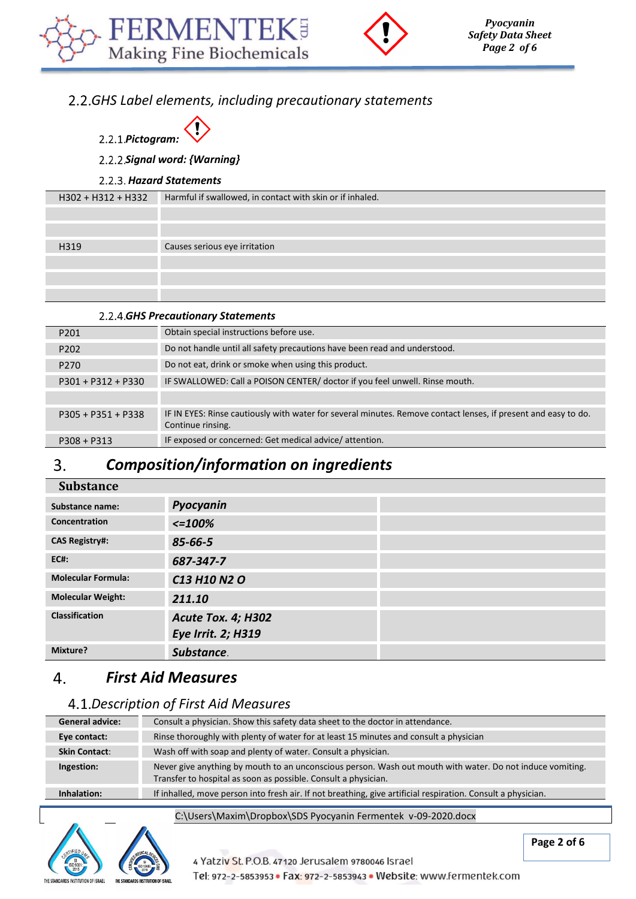## 2.2. GHS Label elements, including precautionary statements

### 2.2.1. Pictogram:

### 2.2.2. Signal word: {Warning}

### 2.2.3. Hazard Statements

| | |
|---|---|
| H302 + H312 + H332 | Harmful if swallowed, in contact with skin or if inhaled. |
| | |
| | |
| H319 | Causes serious eye irritation |
| | |
| | |
| | |

### 2.2.4. GHS Precautionary Statements

| | |
|---|---|
| P201 | Obtain special instructions before use. |
| P202 | Do not handle until all safety precautions have been read and understood. |
| P270 | Do not eat, drink or smoke when using this product. |
| P301 + P312 + P330 | IF SWALLOWED: Call a POISON CENTER/ doctor if you feel unwell. Rinse mouth. |
| | |
| P305 + P351 + P338 | IF IN EYES: Rinse cautiously with water for several minutes. Remove contact lenses, if present and easy to do. Continue rinsing. |
| P308 + P313 | IF exposed or concerned: Get medical advice/ attention. |

# 3. Composition/information on ingredients

**Substance**

| | | |
|---|---|---|
| **Substance name:** | ***Pyocyanin*** | |
| **Concentration** | ***<=100%*** | |
| **CAS Registry#:** | ***85-66-5*** | |
| **EC#:** | ***687-347-7*** | |
| **Molecular Formula:** | ***C13 H10 N2 O*** | |
| **Molecular Weight:** | ***211.10*** | |
| **Classification** | ***Acute Tox. 4; H302*** ***Eye Irrit. 2; H319*** | |
| **Mixture?** | ***Substance***. | |

# 4. First Aid Measures

## 4.1. Description of First Aid Measures

| | |
|---|---|
| **General advice:** | Consult a physician. Show this safety data sheet to the doctor in attendance. |
| **Eye contact:** | Rinse thoroughly with plenty of water for at least 15 minutes and consult a physician |
| **Skin Contact:** | Wash off with soap and plenty of water. Consult a physician. |
| **Ingestion:** | Never give anything by mouth to an unconscious person. Wash out mouth with water. Do not induce vomiting. Transfer to hospital as soon as possible. Consult a physician. |
| **Inhalation:** | If inhaled, move person into fresh air. If not breathing, give artificial respiration. Consult a physician. |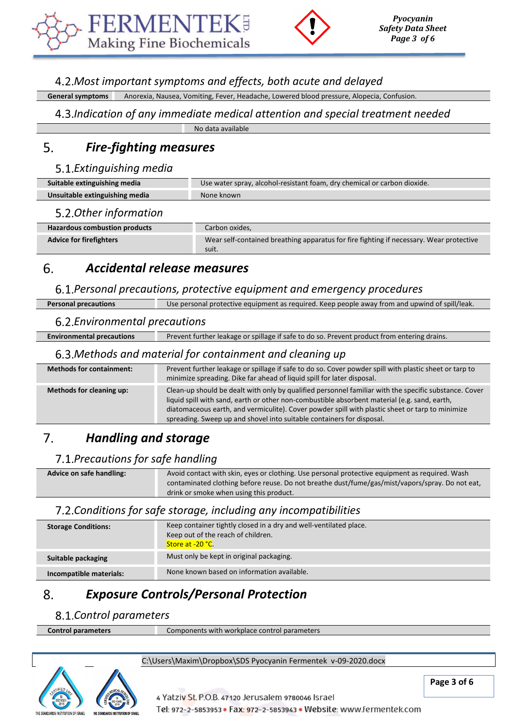### 4.2. *Most important symptoms and effects, both acute and delayed*

| | |
|---|---|
| **General symptoms** | Anorexia, Nausea, Vomiting, Fever, Headache, Lowered blood pressure, Alopecia, Confusion. |

### 4.3. *Indication of any immediate medical attention and special treatment needed*

| | |
|---|---|
| | No data available |

## 5. *Fire-fighting measures*

### 5.1. *Extinguishing media*

| | |
|---|---|
| **Suitable extinguishing media** | Use water spray, alcohol-resistant foam, dry chemical or carbon dioxide. |
| **Unsuitable extinguishing media** | None known |

### 5.2. *Other information*

| | |
|---|---|
| **Hazardous combustion products** | Carbon oxides, |
| **Advice for firefighters** | Wear self-contained breathing apparatus for fire fighting if necessary. Wear protective suit. |

## 6. *Accidental release measures*

### 6.1. *Personal precautions, protective equipment and emergency procedures*

| | |
|---|---|
| **Personal precautions** | Use personal protective equipment as required. Keep people away from and upwind of spill/leak. |

### 6.2. *Environmental precautions*

| | |
|---|---|
| **Environmental precautions** | Prevent further leakage or spillage if safe to do so. Prevent product from entering drains. |

### 6.3. *Methods and material for containment and cleaning up*

| | |
|---|---|
| **Methods for containment:** | Prevent further leakage or spillage if safe to do so. Cover powder spill with plastic sheet or tarp to minimize spreading. Dike far ahead of liquid spill for later disposal. |
| **Methods for cleaning up:** | Clean-up should be dealt with only by qualified personnel familiar with the specific substance. Cover liquid spill with sand, earth or other non-combustible absorbent material (e.g. sand, earth, diatomaceous earth, and vermiculite). Cover powder spill with plastic sheet or tarp to minimize spreading. Sweep up and shovel into suitable containers for disposal. |

## 7. *Handling and storage*

### 7.1. *Precautions for safe handling*

| | |
|---|---|
| **Advice on safe handling:** | Avoid contact with skin, eyes or clothing. Use personal protective equipment as required. Wash contaminated clothing before reuse. Do not breathe dust/fume/gas/mist/vapors/spray. Do not eat, drink or smoke when using this product. |

### 7.2. *Conditions for safe storage, including any incompatibilities*

| | |
|---|---|
| **Storage Conditions:** | Keep container tightly closed in a dry and well-ventilated place. Keep out of the reach of children. Store at -20 °C. |
| **Suitable packaging** | Must only be kept in original packaging. |
| **Incompatible materials:** | None known based on information available. |

## 8. *Exposure Controls/Personal Protection*

### 8.1. *Control parameters*

| | |
|---|---|
| **Control parameters** | Components with workplace control parameters |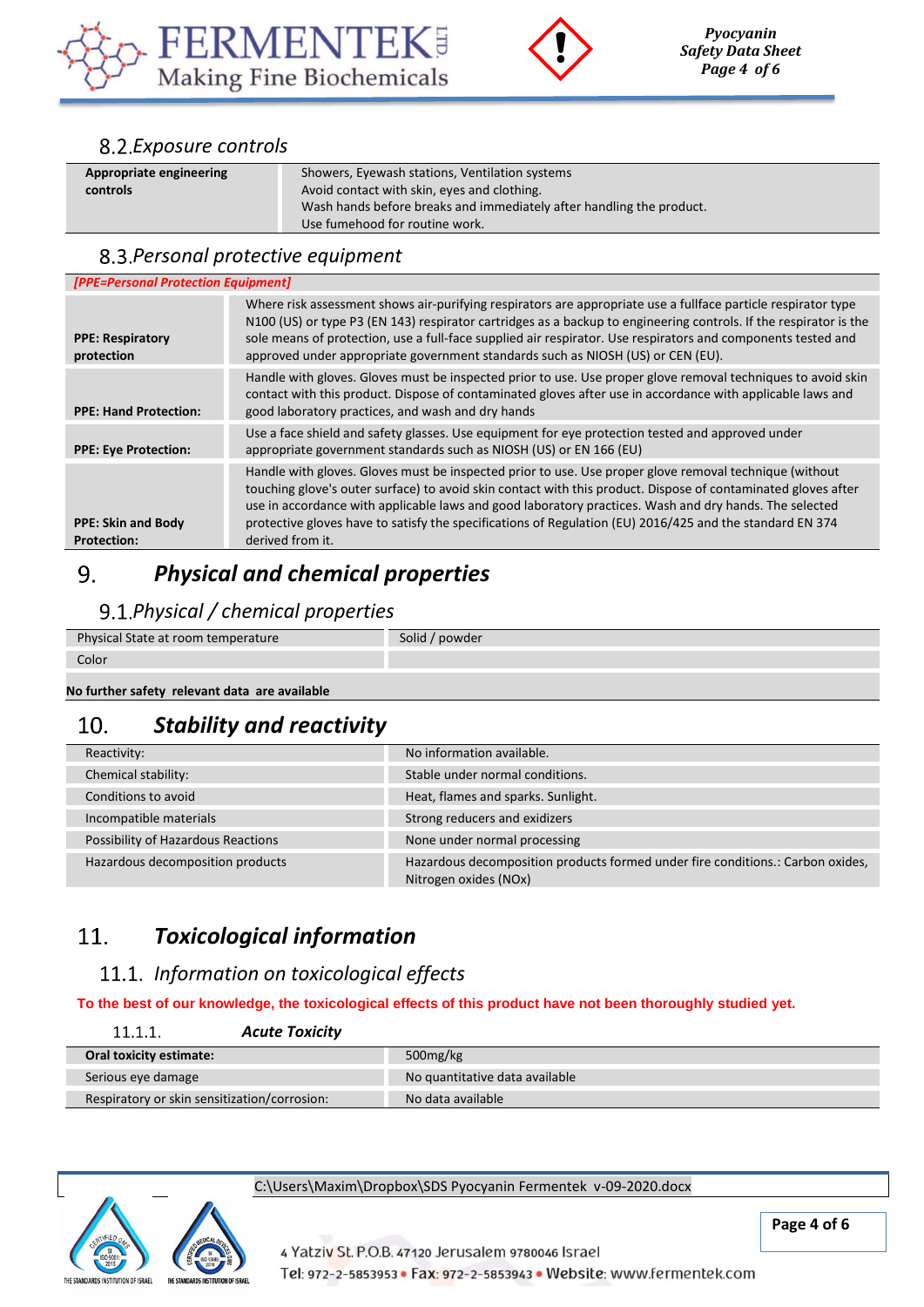## 8.2. Exposure controls

| | |
|---|---|
| **Appropriate engineering controls** | Showers, Eyewash stations, Ventilation systems<br>Avoid contact with skin, eyes and clothing.<br>Wash hands before breaks and immediately after handling the product.<br>Use fumehood for routine work. |

## 8.3. Personal protective equipment

*[PPE=Personal Protection Equipment]*

| | |
|---|---|
| **PPE: Respiratory protection** | Where risk assessment shows air-purifying respirators are appropriate use a fullface particle respirator type N100 (US) or type P3 (EN 143) respirator cartridges as a backup to engineering controls. If the respirator is the sole means of protection, use a full-face supplied air respirator. Use respirators and components tested and approved under appropriate government standards such as NIOSH (US) or CEN (EU). |
| **PPE: Hand Protection:** | Handle with gloves. Gloves must be inspected prior to use. Use proper glove removal techniques to avoid skin contact with this product. Dispose of contaminated gloves after use in accordance with applicable laws and good laboratory practices, and wash and dry hands |
| **PPE: Eye Protection:** | Use a face shield and safety glasses. Use equipment for eye protection tested and approved under appropriate government standards such as NIOSH (US) or EN 166 (EU) |
| **PPE: Skin and Body Protection:** | Handle with gloves. Gloves must be inspected prior to use. Use proper glove removal technique (without touching glove's outer surface) to avoid skin contact with this product. Dispose of contaminated gloves after use in accordance with applicable laws and good laboratory practices. Wash and dry hands. The selected protective gloves have to satisfy the specifications of Regulation (EU) 2016/425 and the standard EN 374 derived from it. |

# 9. Physical and chemical properties

## 9.1. Physical / chemical properties

| | |
|---|---|
| Physical State at room temperature | Solid / powder |
| Color | |

**No further safety relevant data are available**

# 10. Stability and reactivity

| | |
|---|---|
| Reactivity: | No information available. |
| Chemical stability: | Stable under normal conditions. |
| Conditions to avoid | Heat, flames and sparks. Sunlight. |
| Incompatible materials | Strong reducers and exidizers |
| Possibility of Hazardous Reactions | None under normal processing |
| Hazardous decomposition products | Hazardous decomposition products formed under fire conditions.: Carbon oxides, Nitrogen oxides (NOx) |

# 11. Toxicological information

## 11.1. Information on toxicological effects

**To the best of our knowledge, the toxicological effects of this product have not been thoroughly studied yet.**

### 11.1.1. Acute Toxicity

| | |
|---|---|
| **Oral toxicity estimate:** | 500mg/kg |
| Serious eye damage | No quantitative data available |
| Respiratory or skin sensitization/corrosion: | No data available |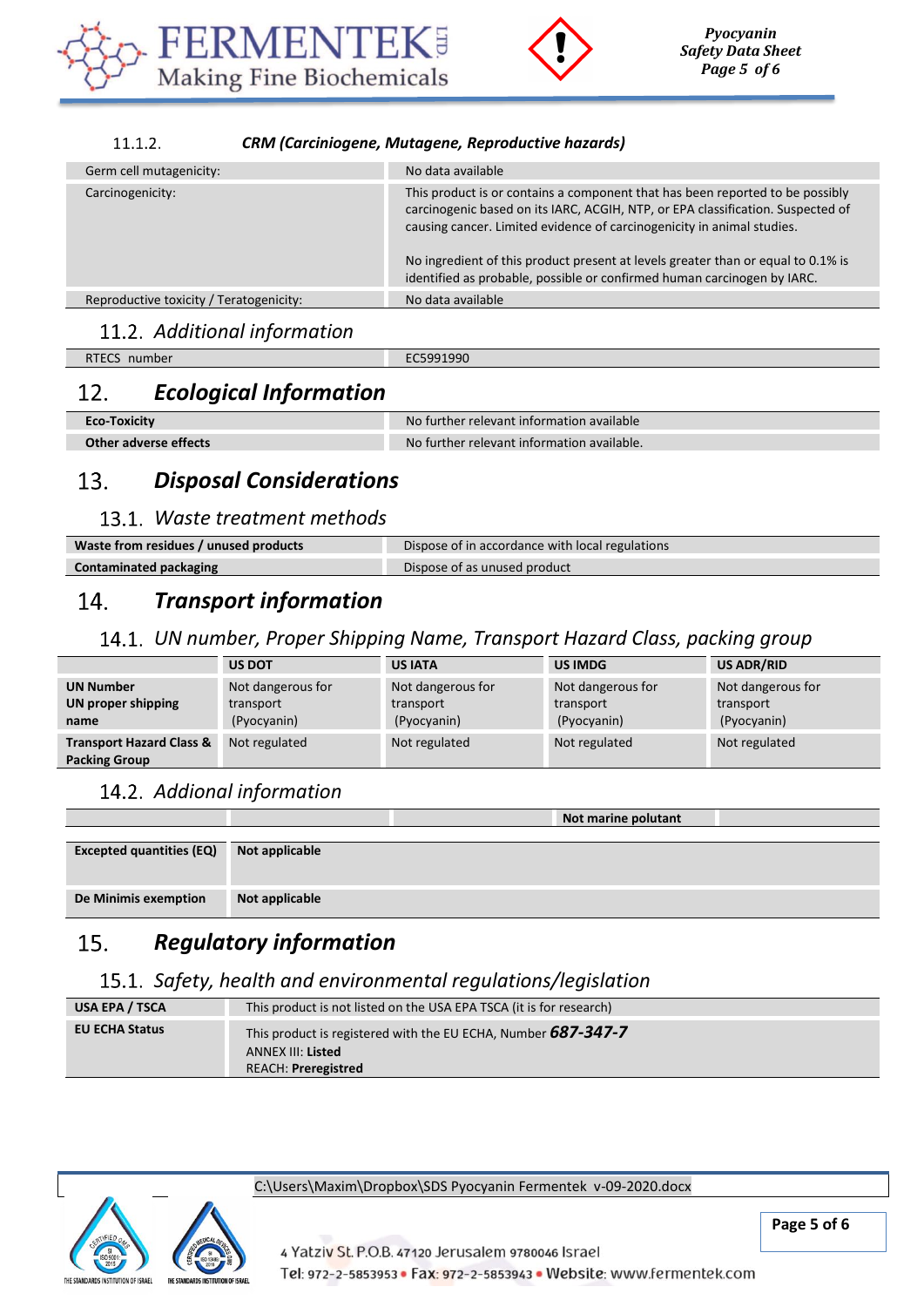#### 11.1.2. *CRM (Carciniogene, Mutagene, Reproductive hazards)*

| | |
|---|---|
| Germ cell mutagenicity: | No data available |
| Carcinogenicity: | This product is or contains a component that has been reported to be possibly carcinogenic based on its IARC, ACGIH, NTP, or EPA classification. Suspected of causing cancer. Limited evidence of carcinogenicity in animal studies.<br><br>No ingredient of this product present at levels greater than or equal to 0.1% is identified as probable, possible or confirmed human carcinogen by IARC. |
| Reproductive toxicity / Teratogenicity: | No data available |

### 11.2. *Additional information*

| | |
|---|---|
| RTECS number | EC5991990 |

## 12. *Ecological Information*

| | |
|---|---|
| **Eco-Toxicity** | No further relevant information available |
| **Other adverse effects** | No further relevant information available. |

## 13. *Disposal Considerations*

### 13.1. *Waste treatment methods*

| | |
|---|---|
| **Waste from residues / unused products** | Dispose of in accordance with local regulations |
| **Contaminated packaging** | Dispose of as unused product |

## 14. *Transport information*

### 14.1. *UN number, Proper Shipping Name, Transport Hazard Class, packing group*

| | **US DOT** | **US IATA** | **US IMDG** | **US ADR/RID** |
|---|---|---|---|---|
| **UN Number**<br>**UN proper shipping name** | Not dangerous for transport (Pyocyanin) | Not dangerous for transport (Pyocyanin) | Not dangerous for transport (Pyocyanin) | Not dangerous for transport (Pyocyanin) |
| **Transport Hazard Class & Packing Group** | Not regulated | Not regulated | Not regulated | Not regulated |

### 14.2. *Addional information*

| | | | | |
|---|---|---|---|---|
| | | | **Not marine polutant** | |

| | |
|---|---|
| **Excepted quantities (EQ)** | **Not applicable** |
| **De Minimis exemption** | **Not applicable** |

## 15. *Regulatory information*

### 15.1. *Safety, health and environmental regulations/legislation*

| | |
|---|---|
| **USA EPA / TSCA** | This product is not listed on the USA EPA TSCA (it is for research) |
| **EU ECHA Status** | This product is registered with the EU ECHA, Number ***687-347-7***<br>ANNEX III: **Listed**<br>REACH: **Preregistred** |

C:\Users\Maxim\Dropbox\SDS Pyocyanin Fermentek v-09-2020.docx

4 Yatziv St. P.O.B. 47120 Jerusalem 9780046 Israel
Tel: 972-2-5853953 • Fax: 972-2-5853943 • Website: www.fermentek.com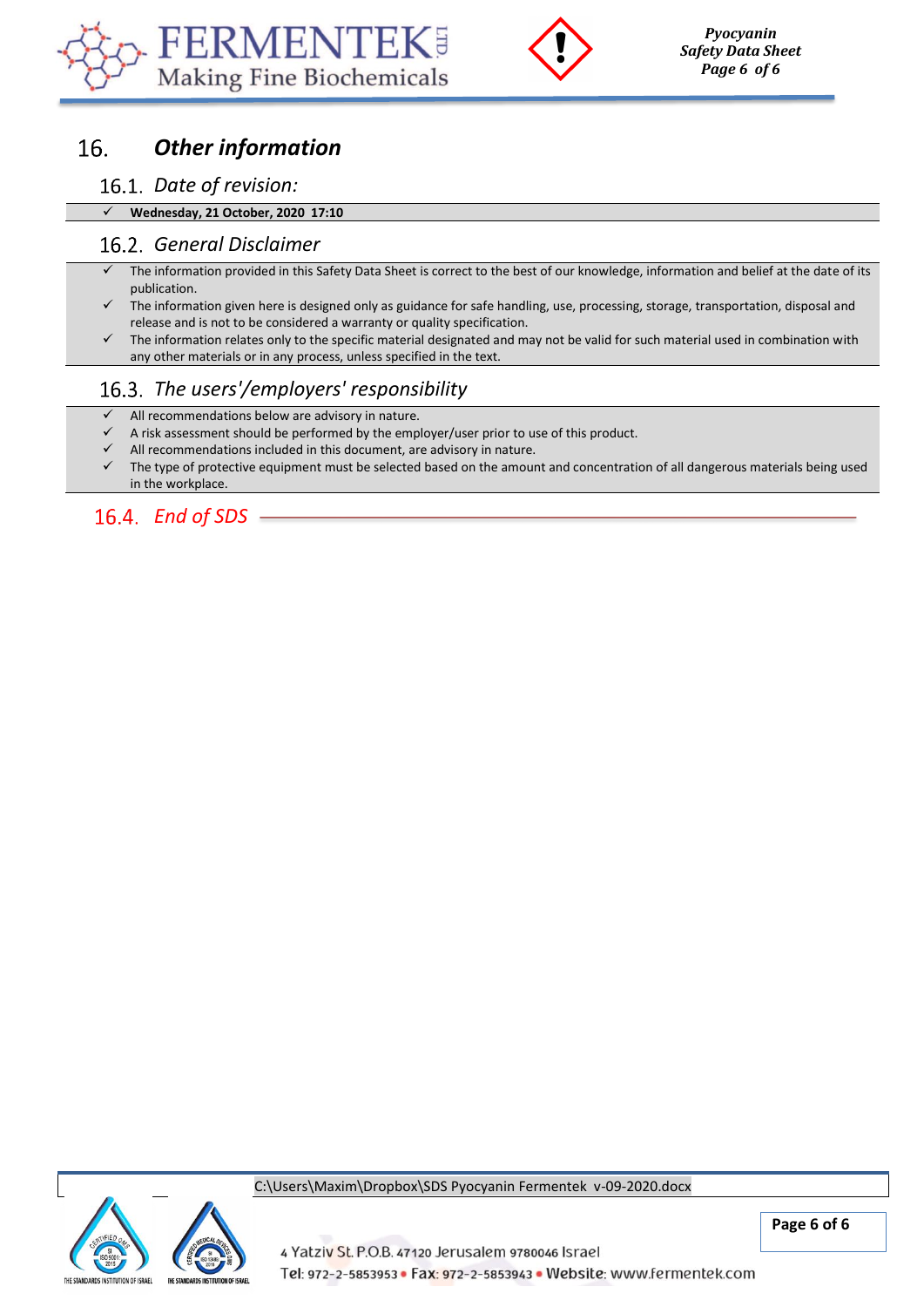## 16. *Other information*

### 16.1. *Date of revision:*

- ✓ **Wednesday, 21 October, 2020 17:10**

### 16.2. *General Disclaimer*

- ✓ The information provided in this Safety Data Sheet is correct to the best of our knowledge, information and belief at the date of its publication.
- ✓ The information given here is designed only as guidance for safe handling, use, processing, storage, transportation, disposal and release and is not to be considered a warranty or quality specification.
- ✓ The information relates only to the specific material designated and may not be valid for such material used in combination with any other materials or in any process, unless specified in the text.

### 16.3. *The users'/employers' responsibility*

- ✓ All recommendations below are advisory in nature.
- ✓ A risk assessment should be performed by the employer/user prior to use of this product.
- ✓ All recommendations included in this document, are advisory in nature.
- ✓ The type of protective equipment must be selected based on the amount and concentration of all dangerous materials being used in the workplace.

### 16.4. *End of SDS*